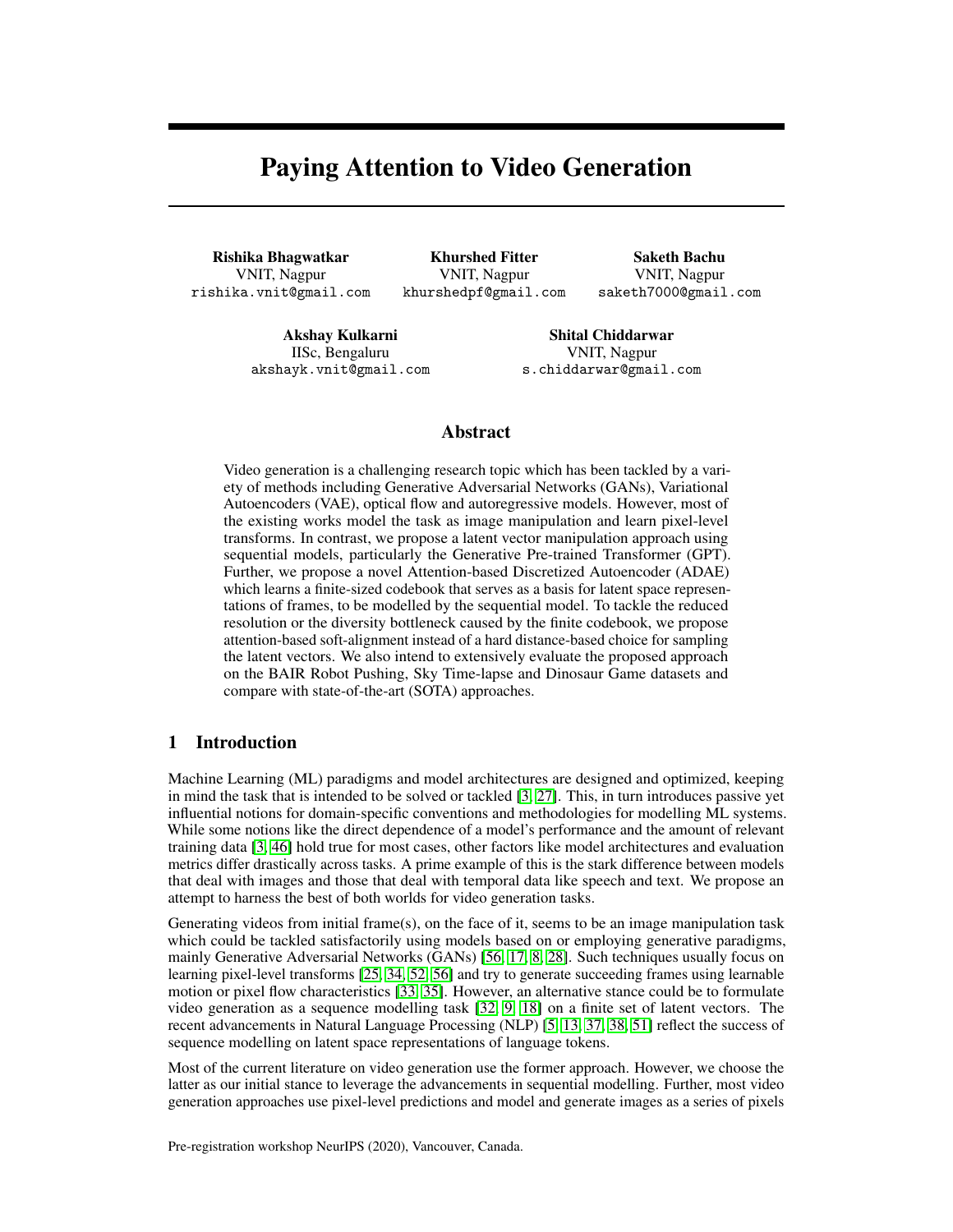# Paying Attention to Video Generation

**Rishika Bhagwatkar**
VNIT, Nagpur
rishika.vnit@gmail.com

**Khurshed Fitter**
VNIT, Nagpur
khurshedpf@gmail.com

**Saketh Bachu**
VNIT, Nagpur
saketh7000@gmail.com

**Akshay Kulkarni**
IISc, Bengaluru
akshayk.vnit@gmail.com

**Shital Chiddarwar**
VNIT, Nagpur
s.chiddarwar@gmail.com

## Abstract

Video generation is a challenging research topic which has been tackled by a variety of methods including Generative Adversarial Networks (GANs), Variational Autoencoders (VAE), optical flow and autoregressive models. However, most of the existing works model the task as image manipulation and learn pixel-level transforms. In contrast, we propose a latent vector manipulation approach using sequential models, particularly the Generative Pre-trained Transformer (GPT). Further, we propose a novel Attention-based Discretized Autoencoder (ADAE) which learns a finite-sized codebook that serves as a basis for latent space representations of frames, to be modelled by the sequential model. To tackle the reduced resolution or the diversity bottleneck caused by the finite codebook, we propose attention-based soft-alignment instead of a hard distance-based choice for sampling the latent vectors. We also intend to extensively evaluate the proposed approach on the BAIR Robot Pushing, Sky Time-lapse and Dinosaur Game datasets and compare with state-of-the-art (SOTA) approaches.

## 1 Introduction

Machine Learning (ML) paradigms and model architectures are designed and optimized, keeping in mind the task that is intended to be solved or tackled [3, 27]. This, in turn introduces passive yet influential notions for domain-specific conventions and methodologies for modelling ML systems. While some notions like the direct dependence of a model's performance and the amount of relevant training data [3, 46] hold true for most cases, other factors like model architectures and evaluation metrics differ drastically across tasks. A prime example of this is the stark difference between models that deal with images and those that deal with temporal data like speech and text. We propose an attempt to harness the best of both worlds for video generation tasks.

Generating videos from initial frame(s), on the face of it, seems to be an image manipulation task which could be tackled satisfactorily using models based on or employing generative paradigms, mainly Generative Adversarial Networks (GANs) [56, 17, 8, 28]. Such techniques usually focus on learning pixel-level transforms [25, 34, 52, 56] and try to generate succeeding frames using learnable motion or pixel flow characteristics [33, 35]. However, an alternative stance could be to formulate video generation as a sequence modelling task [32, 9, 18] on a finite set of latent vectors. The recent advancements in Natural Language Processing (NLP) [5, 13, 37, 38, 51] reflect the success of sequence modelling on latent space representations of language tokens.

Most of the current literature on video generation use the former approach. However, we choose the latter as our initial stance to leverage the advancements in sequential modelling. Further, most video generation approaches use pixel-level predictions and model and generate images as a series of pixels

Pre-registration workshop NeurIPS (2020), Vancouver, Canada.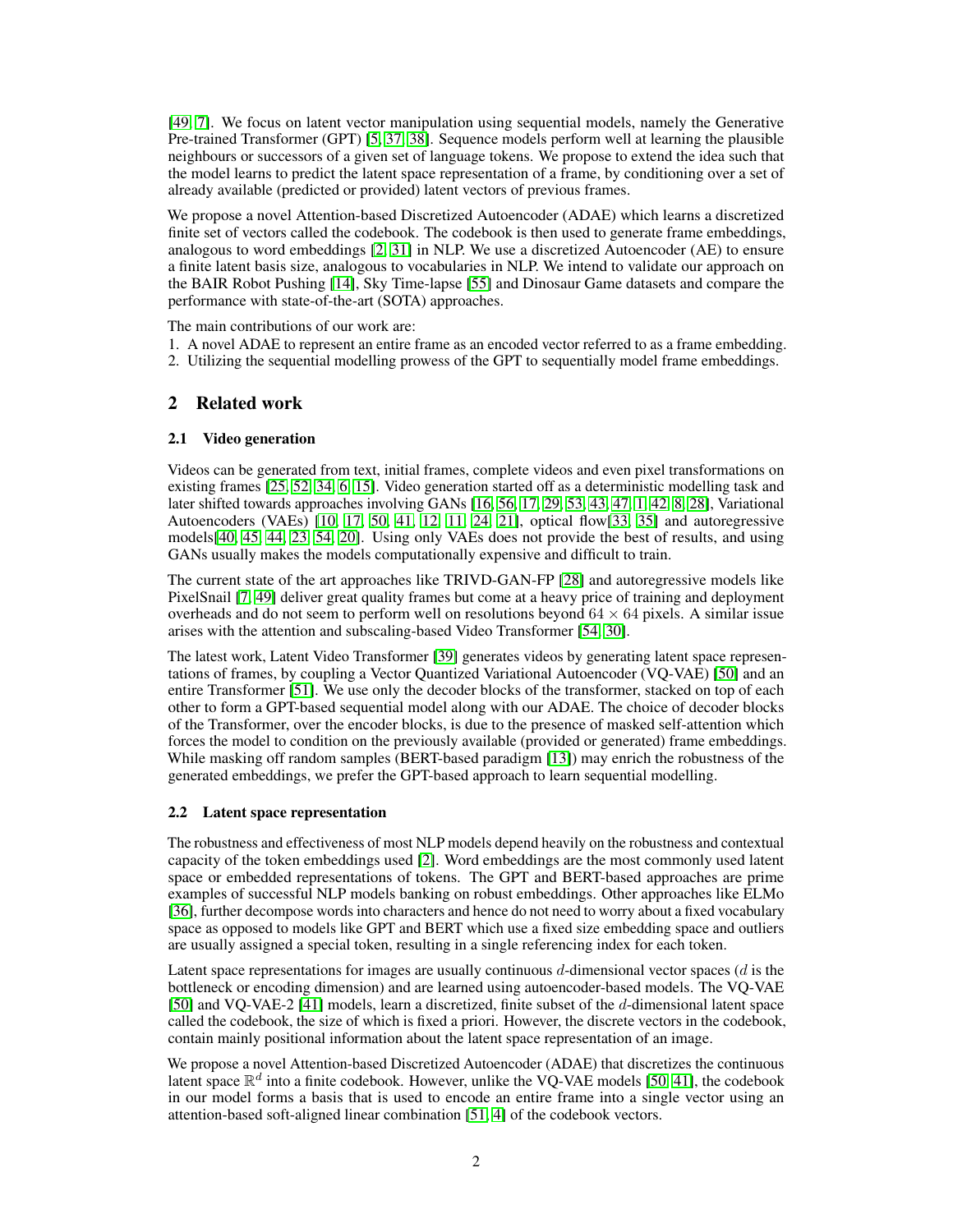[49, 7]. We focus on latent vector manipulation using sequential models, namely the Generative Pre-trained Transformer (GPT) [5, 37, 38]. Sequence models perform well at learning the plausible neighbours or successors of a given set of language tokens. We propose to extend the idea such that the model learns to predict the latent space representation of a frame, by conditioning over a set of already available (predicted or provided) latent vectors of previous frames.

We propose a novel Attention-based Discretized Autoencoder (ADAE) which learns a discretized finite set of vectors called the codebook. The codebook is then used to generate frame embeddings, analogous to word embeddings [2, 31] in NLP. We use a discretized Autoencoder (AE) to ensure a finite latent basis size, analogous to vocabularies in NLP. We intend to validate our approach on the BAIR Robot Pushing [14], Sky Time-lapse [55] and Dinosaur Game datasets and compare the performance with state-of-the-art (SOTA) approaches.

The main contributions of our work are:

1. A novel ADAE to represent an entire frame as an encoded vector referred to as a frame embedding.
2. Utilizing the sequential modelling prowess of the GPT to sequentially model frame embeddings.

## 2 Related work

### 2.1 Video generation

Videos can be generated from text, initial frames, complete videos and even pixel transformations on existing frames [25, 52, 34, 6, 15]. Video generation started off as a deterministic modelling task and later shifted towards approaches involving GANs [16, 56, 17, 29, 53, 43, 47, 1, 42, 8, 28], Variational Autoencoders (VAEs) [10, 17, 50, 41, 12, 11, 24, 21], optical flow[33, 35] and autoregressive models[40, 45, 44, 23, 54, 20]. Using only VAEs does not provide the best of results, and using GANs usually makes the models computationally expensive and difficult to train.

The current state of the art approaches like TRIVD-GAN-FP [28] and autoregressive models like PixelSnail [7, 49] deliver great quality frames but come at a heavy price of training and deployment overheads and do not seem to perform well on resolutions beyond $64 \times 64$ pixels. A similar issue arises with the attention and subscaling-based Video Transformer [54, 30].

The latest work, Latent Video Transformer [39] generates videos by generating latent space representations of frames, by coupling a Vector Quantized Variational Autoencoder (VQ-VAE) [50] and an entire Transformer [51]. We use only the decoder blocks of the transformer, stacked on top of each other to form a GPT-based sequential model along with our ADAE. The choice of decoder blocks of the Transformer, over the encoder blocks, is due to the presence of masked self-attention which forces the model to condition on the previously available (provided or generated) frame embeddings. While masking off random samples (BERT-based paradigm [13]) may enrich the robustness of the generated embeddings, we prefer the GPT-based approach to learn sequential modelling.

### 2.2 Latent space representation

The robustness and effectiveness of most NLP models depend heavily on the robustness and contextual capacity of the token embeddings used [2]. Word embeddings are the most commonly used latent space or embedded representations of tokens. The GPT and BERT-based approaches are prime examples of successful NLP models banking on robust embeddings. Other approaches like ELMo [36], further decompose words into characters and hence do not need to worry about a fixed vocabulary space as opposed to models like GPT and BERT which use a fixed size embedding space and outliers are usually assigned a special token, resulting in a single referencing index for each token.

Latent space representations for images are usually continuous $d$-dimensional vector spaces ($d$ is the bottleneck or encoding dimension) and are learned using autoencoder-based models. The VQ-VAE [50] and VQ-VAE-2 [41] models, learn a discretized, finite subset of the $d$-dimensional latent space called the codebook, the size of which is fixed a priori. However, the discrete vectors in the codebook, contain mainly positional information about the latent space representation of an image.

We propose a novel Attention-based Discretized Autoencoder (ADAE) that discretizes the continuous latent space $\mathbb{R}^d$ into a finite codebook. However, unlike the VQ-VAE models [50, 41], the codebook in our model forms a basis that is used to encode an entire frame into a single vector using an attention-based soft-aligned linear combination [51, 4] of the codebook vectors.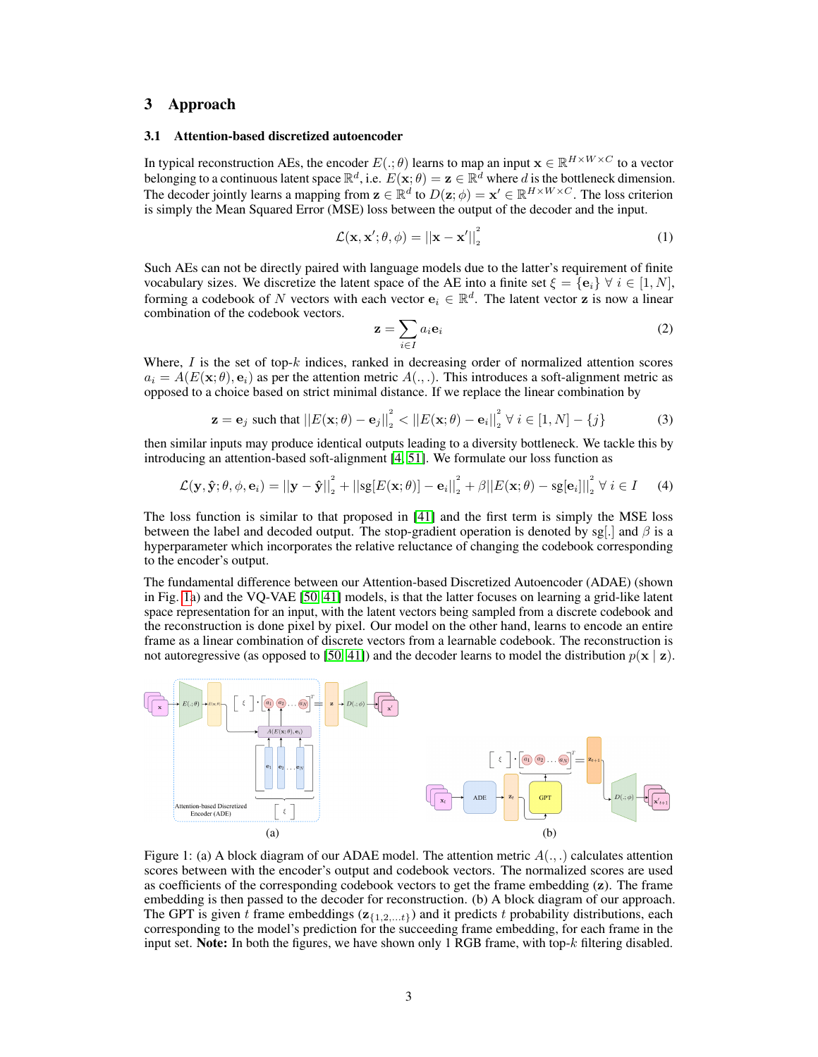## 3 Approach

### 3.1 Attention-based discretized autoencoder

In typical reconstruction AEs, the encoder $E(.;\theta)$ learns to map an input $\mathbf{x} \in \mathbb{R}^{H \times W \times C}$ to a vector belonging to a continuous latent space $\mathbb{R}^d$, i.e. $E(\mathbf{x};\theta) = \mathbf{z} \in \mathbb{R}^d$ where $d$ is the bottleneck dimension. The decoder jointly learns a mapping from $\mathbf{z} \in \mathbb{R}^d$ to $D(\mathbf{z};\phi) = \mathbf{x}' \in \mathbb{R}^{H \times W \times C}$. The loss criterion is simply the Mean Squared Error (MSE) loss between the output of the decoder and the input.

$$\mathcal{L}(\mathbf{x}, \mathbf{x}'; \theta, \phi) = ||\mathbf{x} - \mathbf{x}'||_2^2 \tag{1}$$

Such AEs can not be directly paired with language models due to the latter's requirement of finite vocabulary sizes. We discretize the latent space of the AE into a finite set $\xi = \{\mathbf{e}_i\} \ \forall \ i \in [1, N]$, forming a codebook of $N$ vectors with each vector $\mathbf{e}_i \in \mathbb{R}^d$. The latent vector $\mathbf{z}$ is now a linear combination of the codebook vectors.

$$\mathbf{z} = \sum_{i \in I} a_i \mathbf{e}_i \tag{2}$$

Where, $I$ is the set of top-$k$ indices, ranked in decreasing order of normalized attention scores $a_i = A(E(\mathbf{x};\theta), \mathbf{e}_i)$ as per the attention metric $A(.,.)$. This introduces a soft-alignment metric as opposed to a choice based on strict minimal distance. If we replace the linear combination by

$$\mathbf{z} = \mathbf{e}_j \text{ such that } ||E(\mathbf{x};\theta) - \mathbf{e}_j||_2^2 < ||E(\mathbf{x};\theta) - \mathbf{e}_i||_2^2 \ \forall \ i \in [1, N] - \{j\} \tag{3}$$

then similar inputs may produce identical outputs leading to a diversity bottleneck. We tackle this by introducing an attention-based soft-alignment [4, 51]. We formulate our loss function as

$$\mathcal{L}(\mathbf{y}, \hat{\mathbf{y}}; \theta, \phi, \mathbf{e}_i) = ||\mathbf{y} - \hat{\mathbf{y}}||_2^2 + ||\text{sg}[E(\mathbf{x};\theta)] - \mathbf{e}_i||_2^2 + \beta ||E(\mathbf{x};\theta) - \text{sg}[\mathbf{e}_i]||_2^2 \ \forall \ i \in I \tag{4}$$

The loss function is similar to that proposed in [41] and the first term is simply the MSE loss between the label and decoded output. The stop-gradient operation is denoted by sg[.] and $\beta$ is a hyperparameter which incorporates the relative reluctance of changing the codebook corresponding to the encoder's output.

The fundamental difference between our Attention-based Discretized Autoencoder (ADAE) (shown in Fig. 1a) and the VQ-VAE [50, 41] models, is that the latter focuses on learning a grid-like latent space representation for an input, with the latent vectors being sampled from a discrete codebook and the reconstruction is done pixel by pixel. Our model on the other hand, learns to encode an entire frame as a linear combination of discrete vectors from a learnable codebook. The reconstruction is not autoregressive (as opposed to [50, 41]) and the decoder learns to model the distribution $p(\mathbf{x} \mid \mathbf{z})$.

Figure 1: (a) A block diagram of our ADAE model. The attention metric $A(.,.)$ calculates attention scores between with the encoder's output and codebook vectors. The normalized scores are used as coefficients of the corresponding codebook vectors to get the frame embedding ($\mathbf{z}$). The frame embedding is then passed to the decoder for reconstruction. (b) A block diagram of our approach. The GPT is given $t$ frame embeddings ($\mathbf{z}_{\{1,2,\ldots t\}}$) and it predicts $t$ probability distributions, each corresponding to the model's prediction for the succeeding frame embedding, for each frame in the input set. **Note:** In both the figures, we have shown only 1 RGB frame, with top-$k$ filtering disabled.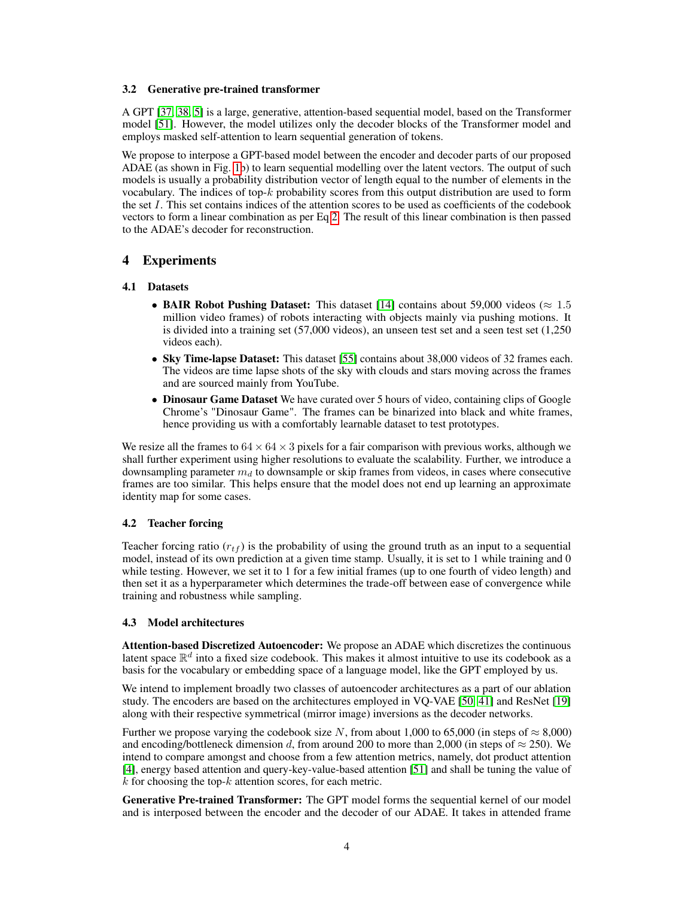### 3.2 Generative pre-trained transformer

A GPT [37, 38, 5] is a large, generative, attention-based sequential model, based on the Transformer model [51]. However, the model utilizes only the decoder blocks of the Transformer model and employs masked self-attention to learn sequential generation of tokens.

We propose to interpose a GPT-based model between the encoder and decoder parts of our proposed ADAE (as shown in Fig. 1b) to learn sequential modelling over the latent vectors. The output of such models is usually a probability distribution vector of length equal to the number of elements in the vocabulary. The indices of top-$k$ probability scores from this output distribution are used to form the set $I$. This set contains indices of the attention scores to be used as coefficients of the codebook vectors to form a linear combination as per Eq 2. The result of this linear combination is then passed to the ADAE's decoder for reconstruction.

## 4 Experiments

### 4.1 Datasets

- **BAIR Robot Pushing Dataset:** This dataset [14] contains about 59,000 videos ($\approx 1.5$ million video frames) of robots interacting with objects mainly via pushing motions. It is divided into a training set (57,000 videos), an unseen test set and a seen test set (1,250 videos each).
- **Sky Time-lapse Dataset:** This dataset [55] contains about 38,000 videos of 32 frames each. The videos are time lapse shots of the sky with clouds and stars moving across the frames and are sourced mainly from YouTube.
- **Dinosaur Game Dataset** We have curated over 5 hours of video, containing clips of Google Chrome's "Dinosaur Game". The frames can be binarized into black and white frames, hence providing us with a comfortably learnable dataset to test prototypes.

We resize all the frames to $64 \times 64 \times 3$ pixels for a fair comparison with previous works, although we shall further experiment using higher resolutions to evaluate the scalability. Further, we introduce a downsampling parameter $m_d$ to downsample or skip frames from videos, in cases where consecutive frames are too similar. This helps ensure that the model does not end up learning an approximate identity map for some cases.

### 4.2 Teacher forcing

Teacher forcing ratio ($r_{tf}$) is the probability of using the ground truth as an input to a sequential model, instead of its own prediction at a given time stamp. Usually, it is set to 1 while training and 0 while testing. However, we set it to 1 for a few initial frames (up to one fourth of video length) and then set it as a hyperparameter which determines the trade-off between ease of convergence while training and robustness while sampling.

### 4.3 Model architectures

**Attention-based Discretized Autoencoder:** We propose an ADAE which discretizes the continuous latent space $\mathbb{R}^d$ into a fixed size codebook. This makes it almost intuitive to use its codebook as a basis for the vocabulary or embedding space of a language model, like the GPT employed by us.

We intend to implement broadly two classes of autoencoder architectures as a part of our ablation study. The encoders are based on the architectures employed in VQ-VAE [50, 41] and ResNet [19] along with their respective symmetrical (mirror image) inversions as the decoder networks.

Further we propose varying the codebook size $N$, from about 1,000 to 65,000 (in steps of $\approx 8{,}000$) and encoding/bottleneck dimension $d$, from around 200 to more than 2,000 (in steps of $\approx 250$). We intend to compare amongst and choose from a few attention metrics, namely, dot product attention [4], energy based attention and query-key-value-based attention [51] and shall be tuning the value of $k$ for choosing the top-$k$ attention scores, for each metric.

**Generative Pre-trained Transformer:** The GPT model forms the sequential kernel of our model and is interposed between the encoder and the decoder of our ADAE. It takes in attended frame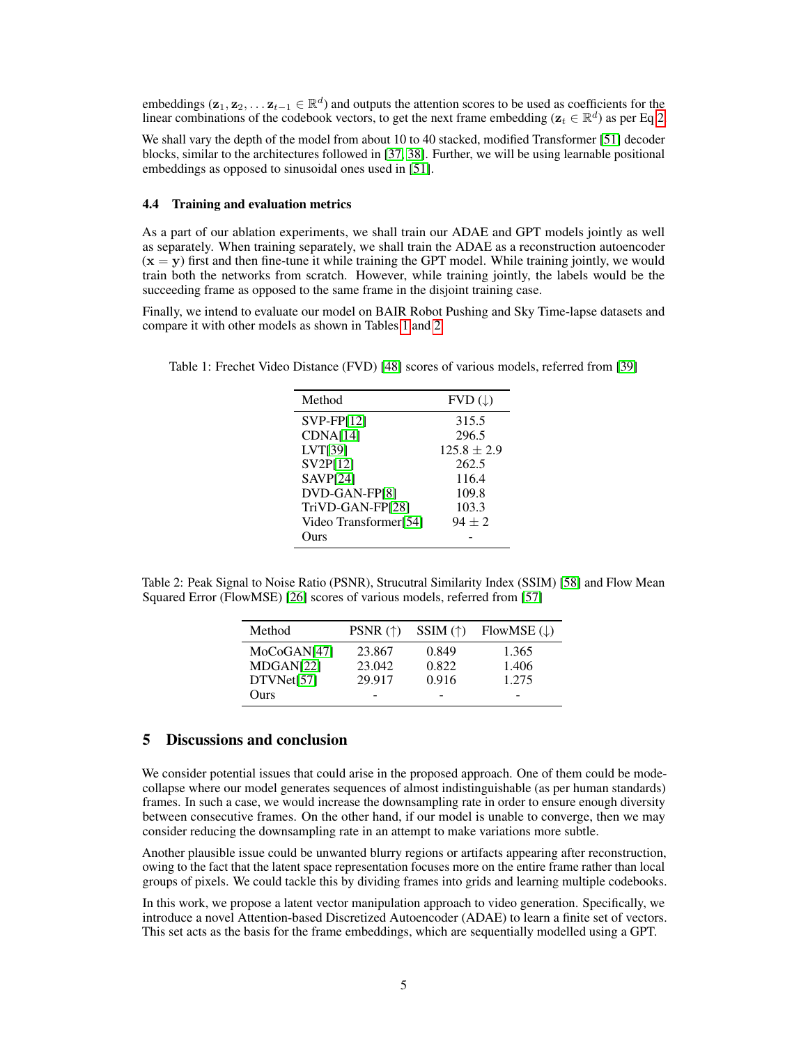embeddings ($\mathbf{z}_1, \mathbf{z}_2, \ldots \mathbf{z}_{t-1} \in \mathbb{R}^d$) and outputs the attention scores to be used as coefficients for the linear combinations of the codebook vectors, to get the next frame embedding ($\mathbf{z}_t \in \mathbb{R}^d$) as per Eq 2.

We shall vary the depth of the model from about 10 to 40 stacked, modified Transformer [51] decoder blocks, similar to the architectures followed in [37, 38]. Further, we will be using learnable positional embeddings as opposed to sinusoidal ones used in [51].

### 4.4 Training and evaluation metrics

As a part of our ablation experiments, we shall train our ADAE and GPT models jointly as well as separately. When training separately, we shall train the ADAE as a reconstruction autoencoder ($\mathbf{x} = \mathbf{y}$) first and then fine-tune it while training the GPT model. While training jointly, we would train both the networks from scratch. However, while training jointly, the labels would be the succeeding frame as opposed to the same frame in the disjoint training case.

Finally, we intend to evaluate our model on BAIR Robot Pushing and Sky Time-lapse datasets and compare it with other models as shown in Tables 1 and 2.

Table 1: Frechet Video Distance (FVD) [48] scores of various models, referred from [39]

| Method | FVD (↓) |
|---|---|
| SVP-FP[12] | 315.5 |
| CDNA[14] | 296.5 |
| LVT[39] | $125.8 \pm 2.9$ |
| SV2P[12] | 262.5 |
| SAVP[24] | 116.4 |
| DVD-GAN-FP[8] | 109.8 |
| TriVD-GAN-FP[28] | 103.3 |
| Video Transformer[54] | $94 \pm 2$ |
| Ours | - |

Table 2: Peak Signal to Noise Ratio (PSNR), Strucutral Similarity Index (SSIM) [58] and Flow Mean Squared Error (FlowMSE) [26] scores of various models, referred from [57]

| Method | PSNR (↑) | SSIM (↑) | FlowMSE (↓) |
|---|---|---|---|
| MoCoGAN[47] | 23.867 | 0.849 | 1.365 |
| MDGAN[22] | 23.042 | 0.822 | 1.406 |
| DTVNet[57] | 29.917 | 0.916 | 1.275 |
| Ours | - | - | - |

## 5 Discussions and conclusion

We consider potential issues that could arise in the proposed approach. One of them could be mode-collapse where our model generates sequences of almost indistinguishable (as per human standards) frames. In such a case, we would increase the downsampling rate in order to ensure enough diversity between consecutive frames. On the other hand, if our model is unable to converge, then we may consider reducing the downsampling rate in an attempt to make variations more subtle.

Another plausible issue could be unwanted blurry regions or artifacts appearing after reconstruction, owing to the fact that the latent space representation focuses more on the entire frame rather than local groups of pixels. We could tackle this by dividing frames into grids and learning multiple codebooks.

In this work, we propose a latent vector manipulation approach to video generation. Specifically, we introduce a novel Attention-based Discretized Autoencoder (ADAE) to learn a finite set of vectors. This set acts as the basis for the frame embeddings, which are sequentially modelled using a GPT.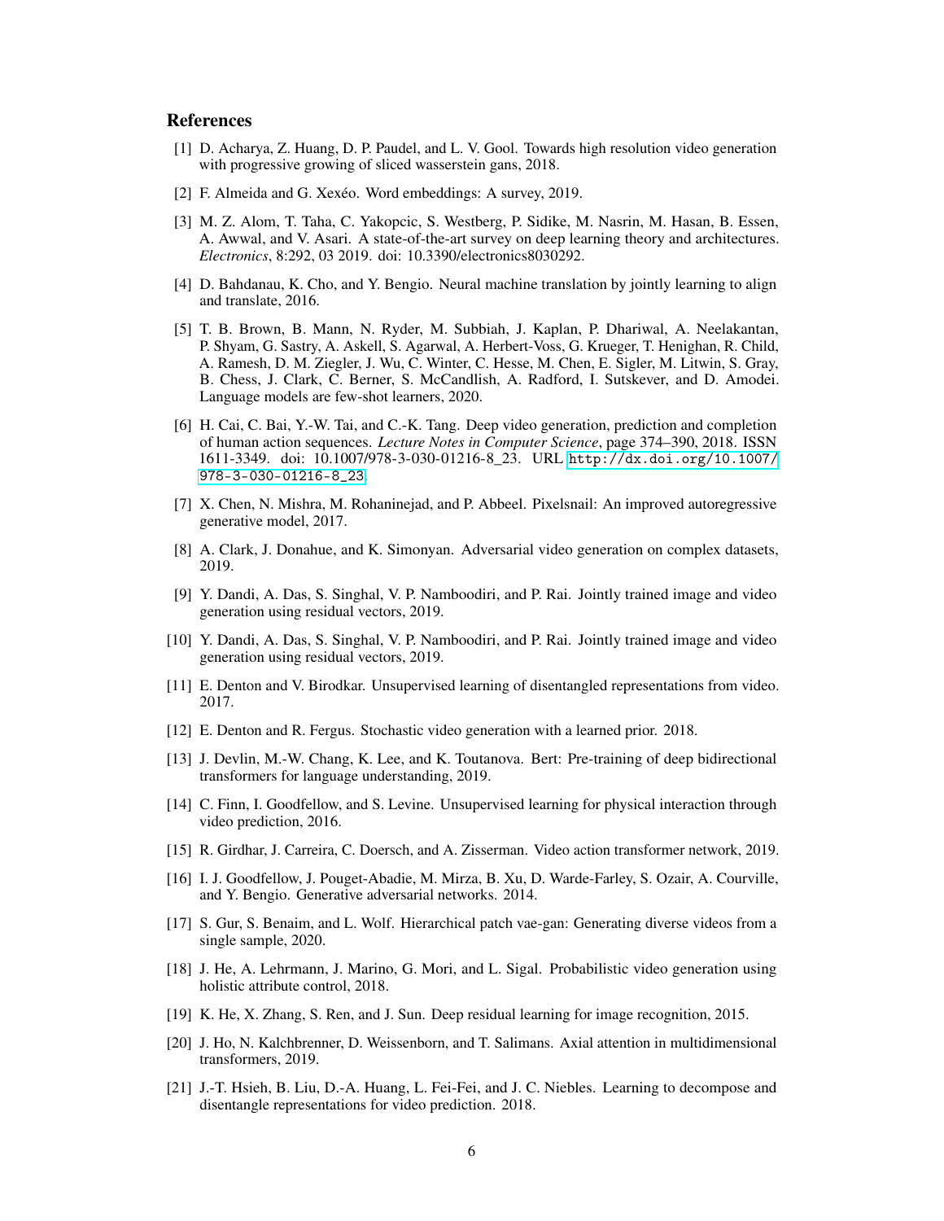## References

[1] D. Acharya, Z. Huang, D. P. Paudel, and L. V. Gool. Towards high resolution video generation with progressive growing of sliced wasserstein gans, 2018.

[2] F. Almeida and G. Xexéo. Word embeddings: A survey, 2019.

[3] M. Z. Alom, T. Taha, C. Yakopcic, S. Westberg, P. Sidike, M. Nasrin, M. Hasan, B. Essen, A. Awwal, and V. Asari. A state-of-the-art survey on deep learning theory and architectures. *Electronics*, 8:292, 03 2019. doi: 10.3390/electronics8030292.

[4] D. Bahdanau, K. Cho, and Y. Bengio. Neural machine translation by jointly learning to align and translate, 2016.

[5] T. B. Brown, B. Mann, N. Ryder, M. Subbiah, J. Kaplan, P. Dhariwal, A. Neelakantan, P. Shyam, G. Sastry, A. Askell, S. Agarwal, A. Herbert-Voss, G. Krueger, T. Henighan, R. Child, A. Ramesh, D. M. Ziegler, J. Wu, C. Winter, C. Hesse, M. Chen, E. Sigler, M. Litwin, S. Gray, B. Chess, J. Clark, C. Berner, S. McCandlish, A. Radford, I. Sutskever, and D. Amodei. Language models are few-shot learners, 2020.

[6] H. Cai, C. Bai, Y.-W. Tai, and C.-K. Tang. Deep video generation, prediction and completion of human action sequences. *Lecture Notes in Computer Science*, page 374–390, 2018. ISSN 1611-3349. doi: 10.1007/978-3-030-01216-8_23. URL http://dx.doi.org/10.1007/978-3-030-01216-8_23.

[7] X. Chen, N. Mishra, M. Rohaninejad, and P. Abbeel. Pixelsnail: An improved autoregressive generative model, 2017.

[8] A. Clark, J. Donahue, and K. Simonyan. Adversarial video generation on complex datasets, 2019.

[9] Y. Dandi, A. Das, S. Singhal, V. P. Namboodiri, and P. Rai. Jointly trained image and video generation using residual vectors, 2019.

[10] Y. Dandi, A. Das, S. Singhal, V. P. Namboodiri, and P. Rai. Jointly trained image and video generation using residual vectors, 2019.

[11] E. Denton and V. Birodkar. Unsupervised learning of disentangled representations from video. 2017.

[12] E. Denton and R. Fergus. Stochastic video generation with a learned prior. 2018.

[13] J. Devlin, M.-W. Chang, K. Lee, and K. Toutanova. Bert: Pre-training of deep bidirectional transformers for language understanding, 2019.

[14] C. Finn, I. Goodfellow, and S. Levine. Unsupervised learning for physical interaction through video prediction, 2016.

[15] R. Girdhar, J. Carreira, C. Doersch, and A. Zisserman. Video action transformer network, 2019.

[16] I. J. Goodfellow, J. Pouget-Abadie, M. Mirza, B. Xu, D. Warde-Farley, S. Ozair, A. Courville, and Y. Bengio. Generative adversarial networks. 2014.

[17] S. Gur, S. Benaim, and L. Wolf. Hierarchical patch vae-gan: Generating diverse videos from a single sample, 2020.

[18] J. He, A. Lehrmann, J. Marino, G. Mori, and L. Sigal. Probabilistic video generation using holistic attribute control, 2018.

[19] K. He, X. Zhang, S. Ren, and J. Sun. Deep residual learning for image recognition, 2015.

[20] J. Ho, N. Kalchbrenner, D. Weissenborn, and T. Salimans. Axial attention in multidimensional transformers, 2019.

[21] J.-T. Hsieh, B. Liu, D.-A. Huang, L. Fei-Fei, and J. C. Niebles. Learning to decompose and disentangle representations for video prediction. 2018.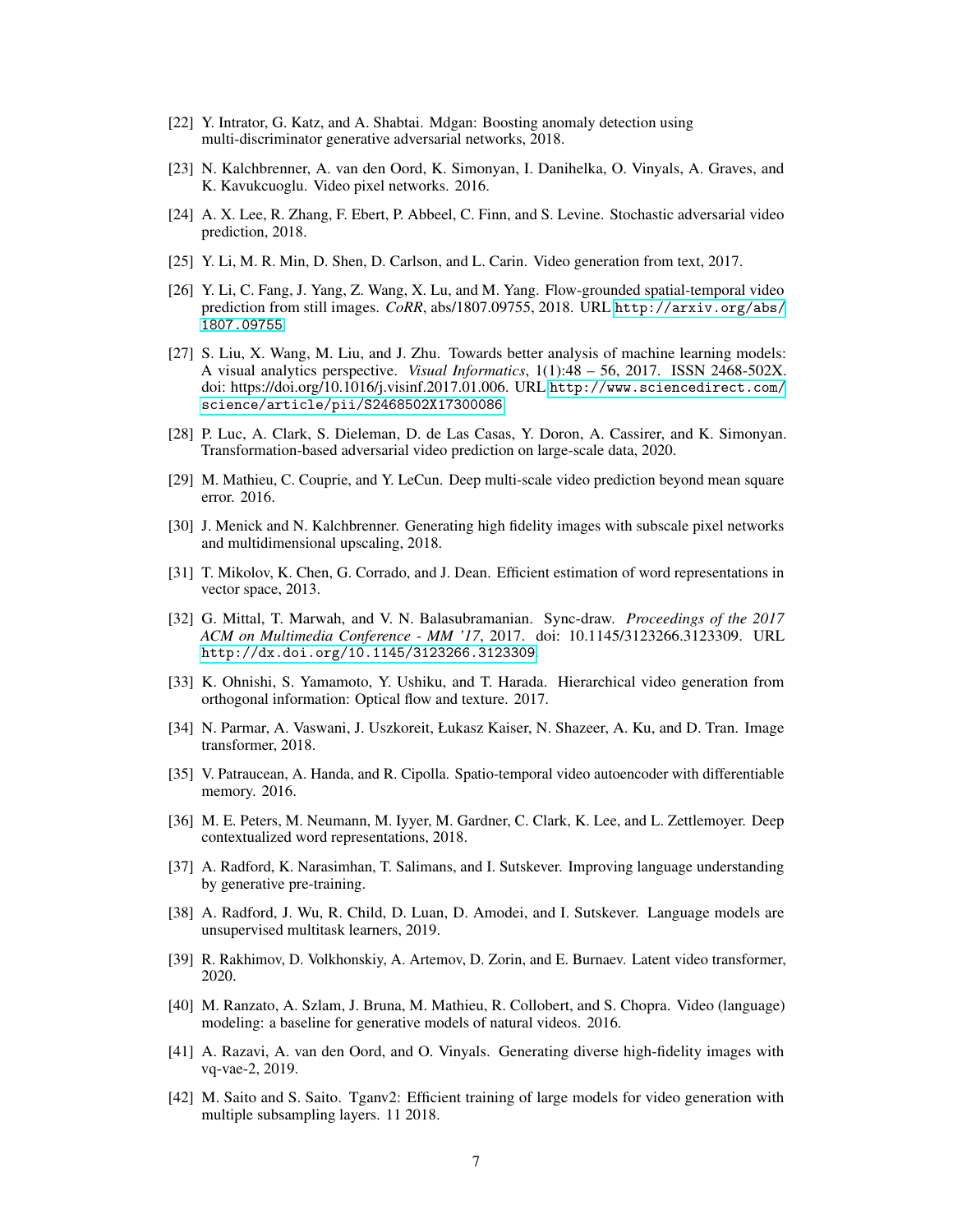[22] Y. Intrator, G. Katz, and A. Shabtai. Mdgan: Boosting anomaly detection using multi-discriminator generative adversarial networks, 2018.

[23] N. Kalchbrenner, A. van den Oord, K. Simonyan, I. Danihelka, O. Vinyals, A. Graves, and K. Kavukcuoglu. Video pixel networks. 2016.

[24] A. X. Lee, R. Zhang, F. Ebert, P. Abbeel, C. Finn, and S. Levine. Stochastic adversarial video prediction, 2018.

[25] Y. Li, M. R. Min, D. Shen, D. Carlson, and L. Carin. Video generation from text, 2017.

[26] Y. Li, C. Fang, J. Yang, Z. Wang, X. Lu, and M. Yang. Flow-grounded spatial-temporal video prediction from still images. *CoRR*, abs/1807.09755, 2018. URL http://arxiv.org/abs/1807.09755.

[27] S. Liu, X. Wang, M. Liu, and J. Zhu. Towards better analysis of machine learning models: A visual analytics perspective. *Visual Informatics*, 1(1):48 – 56, 2017. ISSN 2468-502X. doi: https://doi.org/10.1016/j.visinf.2017.01.006. URL http://www.sciencedirect.com/science/article/pii/S2468502X17300086.

[28] P. Luc, A. Clark, S. Dieleman, D. de Las Casas, Y. Doron, A. Cassirer, and K. Simonyan. Transformation-based adversarial video prediction on large-scale data, 2020.

[29] M. Mathieu, C. Couprie, and Y. LeCun. Deep multi-scale video prediction beyond mean square error. 2016.

[30] J. Menick and N. Kalchbrenner. Generating high fidelity images with subscale pixel networks and multidimensional upscaling, 2018.

[31] T. Mikolov, K. Chen, G. Corrado, and J. Dean. Efficient estimation of word representations in vector space, 2013.

[32] G. Mittal, T. Marwah, and V. N. Balasubramanian. Sync-draw. *Proceedings of the 2017 ACM on Multimedia Conference - MM '17*, 2017. doi: 10.1145/3123266.3123309. URL http://dx.doi.org/10.1145/3123266.3123309.

[33] K. Ohnishi, S. Yamamoto, Y. Ushiku, and T. Harada. Hierarchical video generation from orthogonal information: Optical flow and texture. 2017.

[34] N. Parmar, A. Vaswani, J. Uszkoreit, Łukasz Kaiser, N. Shazeer, A. Ku, and D. Tran. Image transformer, 2018.

[35] V. Patraucean, A. Handa, and R. Cipolla. Spatio-temporal video autoencoder with differentiable memory. 2016.

[36] M. E. Peters, M. Neumann, M. Iyyer, M. Gardner, C. Clark, K. Lee, and L. Zettlemoyer. Deep contextualized word representations, 2018.

[37] A. Radford, K. Narasimhan, T. Salimans, and I. Sutskever. Improving language understanding by generative pre-training.

[38] A. Radford, J. Wu, R. Child, D. Luan, D. Amodei, and I. Sutskever. Language models are unsupervised multitask learners, 2019.

[39] R. Rakhimov, D. Volkhonskiy, A. Artemov, D. Zorin, and E. Burnaev. Latent video transformer, 2020.

[40] M. Ranzato, A. Szlam, J. Bruna, M. Mathieu, R. Collobert, and S. Chopra. Video (language) modeling: a baseline for generative models of natural videos. 2016.

[41] A. Razavi, A. van den Oord, and O. Vinyals. Generating diverse high-fidelity images with vq-vae-2, 2019.

[42] M. Saito and S. Saito. Tganv2: Efficient training of large models for video generation with multiple subsampling layers. 11 2018.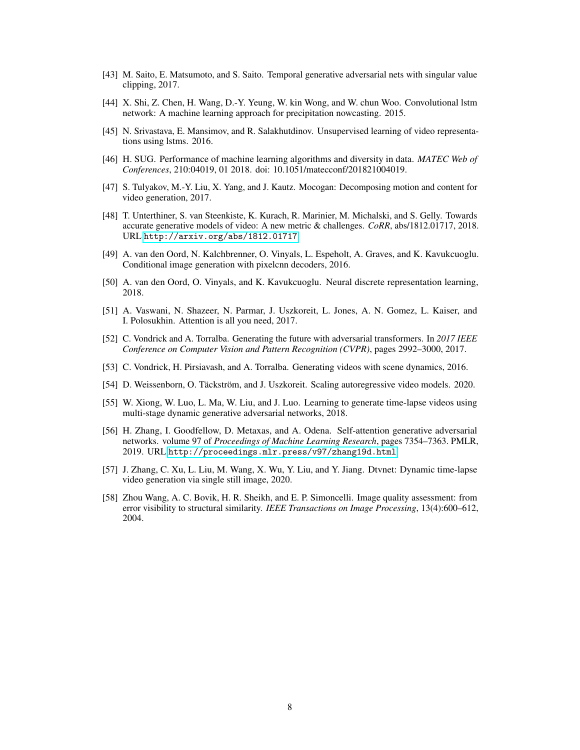[43] M. Saito, E. Matsumoto, and S. Saito. Temporal generative adversarial nets with singular value clipping, 2017.

[44] X. Shi, Z. Chen, H. Wang, D.-Y. Yeung, W. kin Wong, and W. chun Woo. Convolutional lstm network: A machine learning approach for precipitation nowcasting. 2015.

[45] N. Srivastava, E. Mansimov, and R. Salakhutdinov. Unsupervised learning of video representations using lstms. 2016.

[46] H. SUG. Performance of machine learning algorithms and diversity in data. *MATEC Web of Conferences*, 210:04019, 01 2018. doi: 10.1051/matecconf/201821004019.

[47] S. Tulyakov, M.-Y. Liu, X. Yang, and J. Kautz. Mocogan: Decomposing motion and content for video generation, 2017.

[48] T. Unterthiner, S. van Steenkiste, K. Kurach, R. Marinier, M. Michalski, and S. Gelly. Towards accurate generative models of video: A new metric & challenges. *CoRR*, abs/1812.01717, 2018. URL `http://arxiv.org/abs/1812.01717`.

[49] A. van den Oord, N. Kalchbrenner, O. Vinyals, L. Espeholt, A. Graves, and K. Kavukcuoglu. Conditional image generation with pixelcnn decoders, 2016.

[50] A. van den Oord, O. Vinyals, and K. Kavukcuoglu. Neural discrete representation learning, 2018.

[51] A. Vaswani, N. Shazeer, N. Parmar, J. Uszkoreit, L. Jones, A. N. Gomez, L. Kaiser, and I. Polosukhin. Attention is all you need, 2017.

[52] C. Vondrick and A. Torralba. Generating the future with adversarial transformers. In *2017 IEEE Conference on Computer Vision and Pattern Recognition (CVPR)*, pages 2992–3000, 2017.

[53] C. Vondrick, H. Pirsiavash, and A. Torralba. Generating videos with scene dynamics, 2016.

[54] D. Weissenborn, O. Täckström, and J. Uszkoreit. Scaling autoregressive video models. 2020.

[55] W. Xiong, W. Luo, L. Ma, W. Liu, and J. Luo. Learning to generate time-lapse videos using multi-stage dynamic generative adversarial networks, 2018.

[56] H. Zhang, I. Goodfellow, D. Metaxas, and A. Odena. Self-attention generative adversarial networks. volume 97 of *Proceedings of Machine Learning Research*, pages 7354–7363. PMLR, 2019. URL `http://proceedings.mlr.press/v97/zhang19d.html`.

[57] J. Zhang, C. Xu, L. Liu, M. Wang, X. Wu, Y. Liu, and Y. Jiang. Dtvnet: Dynamic time-lapse video generation via single still image, 2020.

[58] Zhou Wang, A. C. Bovik, H. R. Sheikh, and E. P. Simoncelli. Image quality assessment: from error visibility to structural similarity. *IEEE Transactions on Image Processing*, 13(4):600–612, 2004.